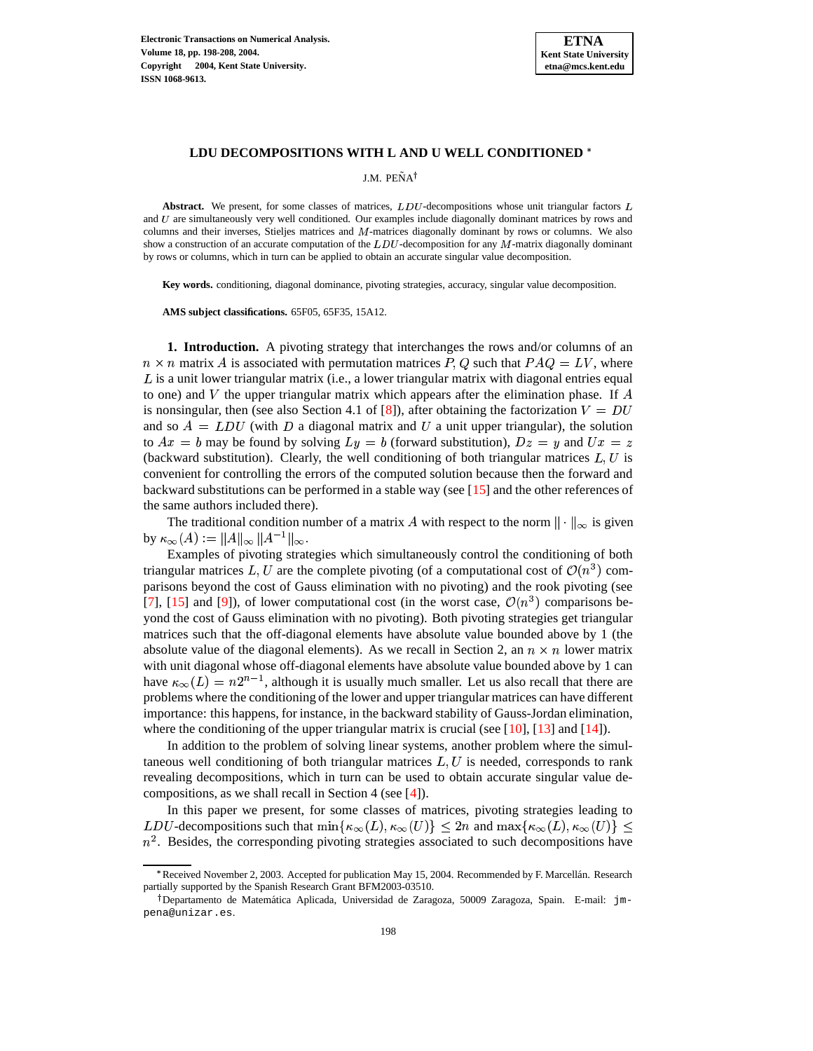# LDU DECOMPOSITIONS WITH L AND U WELL CONDITIONED *

J.M. PEÑA†

**Abstract.** We present, for some classes of matrices, $LDU$-decompositions whose unit triangular factors $L$ and $U$ are simultaneously very well conditioned. Our examples include diagonally dominant matrices by rows and columns and their inverses, Stieljes matrices and $M$-matrices diagonally dominant by rows or columns. We also show a construction of an accurate computation of the $LDU$-decomposition for any $M$-matrix diagonally dominant by rows or columns, which in turn can be applied to obtain an accurate singular value decomposition.

**Key words.** conditioning, diagonal dominance, pivoting strategies, accuracy, singular value decomposition.

**AMS subject classifications.** 65F05, 65F35, 15A12.

**1. Introduction.** A pivoting strategy that interchanges the rows and/or columns of an $n \times n$ matrix $A$ is associated with permutation matrices $P, Q$ such that $PAQ = LV$, where $L$ is a unit lower triangular matrix (i.e., a lower triangular matrix with diagonal entries equal to one) and $V$ the upper triangular matrix which appears after the elimination phase. If $A$ is nonsingular, then (see also Section 4.1 of [8]), after obtaining the factorization $V = DU$ and so $A = LDU$ (with $D$ a diagonal matrix and $U$ a unit upper triangular), the solution to $Ax = b$ may be found by solving $Ly = b$ (forward substitution), $Dz = y$ and $Ux = z$ (backward substitution). Clearly, the well conditioning of both triangular matrices $L, U$ is convenient for controlling the errors of the computed solution because then the forward and backward substitutions can be performed in a stable way (see [15] and the other references of the same authors included there).

The traditional condition number of a matrix $A$ with respect to the norm $\|\cdot\|_\infty$ is given by $\kappa_\infty(A) := \|A\|_\infty \|A^{-1}\|_\infty$.

Examples of pivoting strategies which simultaneously control the conditioning of both triangular matrices $L, U$ are the complete pivoting (of a computational cost of $\mathcal{O}(n^3)$ comparisons beyond the cost of Gauss elimination with no pivoting) and the rook pivoting (see [7], [15] and [9]), of lower computational cost (in the worst case, $\mathcal{O}(n^3)$ comparisons beyond the cost of Gauss elimination with no pivoting). Both pivoting strategies get triangular matrices such that the off-diagonal elements have absolute value bounded above by 1 (the absolute value of the diagonal elements). As we recall in Section 2, an $n \times n$ lower matrix with unit diagonal whose off-diagonal elements have absolute value bounded above by 1 can have $\kappa_\infty(L) = n2^{n-1}$, although it is usually much smaller. Let us also recall that there are problems where the conditioning of the lower and upper triangular matrices can have different importance: this happens, for instance, in the backward stability of Gauss-Jordan elimination, where the conditioning of the upper triangular matrix is crucial (see [10], [13] and [14]).

In addition to the problem of solving linear systems, another problem where the simultaneous well conditioning of both triangular matrices $L, U$ is needed, corresponds to rank revealing decompositions, which in turn can be used to obtain accurate singular value decompositions, as we shall recall in Section 4 (see [4]).

In this paper we present, for some classes of matrices, pivoting strategies leading to $LDU$-decompositions such that $\min\{\kappa_\infty(L), \kappa_\infty(U)\} \leq 2n$ and $\max\{\kappa_\infty(L), \kappa_\infty(U)\} \leq n^2$. Besides, the corresponding pivoting strategies associated to such decompositions have

---

*Received November 2, 2003. Accepted for publication May 15, 2004. Recommended by F. Marcellán. Research partially supported by the Spanish Research Grant BFM2003-03510.

†Departamento de Matemática Aplicada, Universidad de Zaragoza, 50009 Zaragoza, Spain. E-mail: jmpena@unizar.es.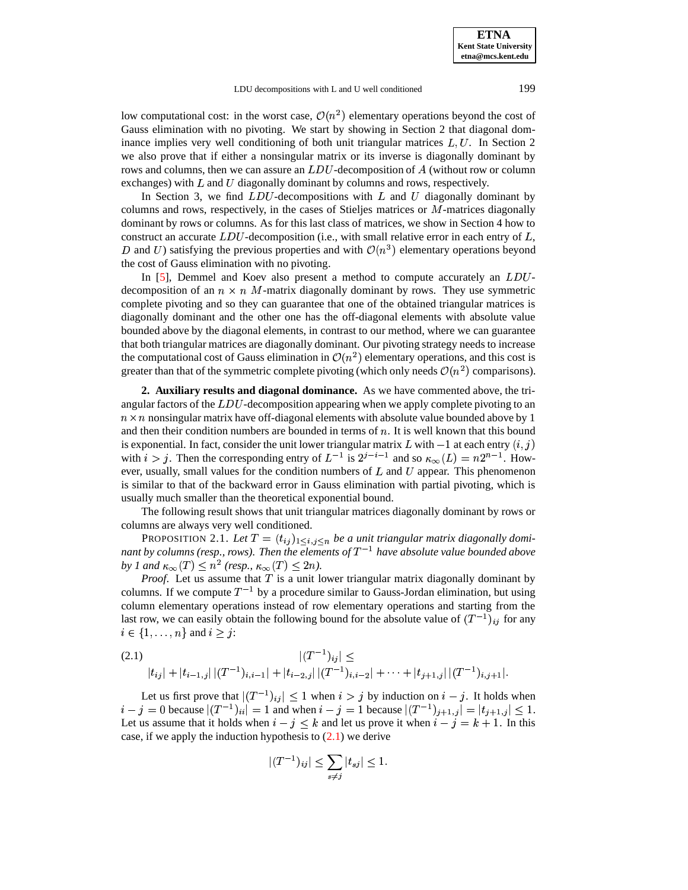low computational cost: in the worst case, $\mathcal{O}(n^2)$ elementary operations beyond the cost of Gauss elimination with no pivoting. We start by showing in Section 2 that diagonal dominance implies very well conditioning of both unit triangular matrices $L, U$. In Section 2 we also prove that if either a nonsingular matrix or its inverse is diagonally dominant by rows and columns, then we can assure an $LDU$-decomposition of $A$ (without row or column exchanges) with $L$ and $U$ diagonally dominant by columns and rows, respectively.

In Section 3, we find $LDU$-decompositions with $L$ and $U$ diagonally dominant by columns and rows, respectively, in the cases of Stieljes matrices or $M$-matrices diagonally dominant by rows or columns. As for this last class of matrices, we show in Section 4 how to construct an accurate $LDU$-decomposition (i.e., with small relative error in each entry of $L$, $D$ and $U$) satisfying the previous properties and with $\mathcal{O}(n^3)$ elementary operations beyond the cost of Gauss elimination with no pivoting.

In [5], Demmel and Koev also present a method to compute accurately an $LDU$-decomposition of an $n \times n$ $M$-matrix diagonally dominant by rows. They use symmetric complete pivoting and so they can guarantee that one of the obtained triangular matrices is diagonally dominant and the other one has the off-diagonal elements with absolute value bounded above by the diagonal elements, in contrast to our method, where we can guarantee that both triangular matrices are diagonally dominant. Our pivoting strategy needs to increase the computational cost of Gauss elimination in $\mathcal{O}(n^2)$ elementary operations, and this cost is greater than that of the symmetric complete pivoting (which only needs $\mathcal{O}(n^2)$ comparisons).

## 2. Auxiliary results and diagonal dominance.

As we have commented above, the triangular factors of the $LDU$-decomposition appearing when we apply complete pivoting to an $n \times n$ nonsingular matrix have off-diagonal elements with absolute value bounded above by 1 and then their condition numbers are bounded in terms of $n$. It is well known that this bound is exponential. In fact, consider the unit lower triangular matrix $L$ with $-1$ at each entry $(i, j)$ with $i > j$. Then the corresponding entry of $L^{-1}$ is $2^{j-i-1}$ and so $\kappa_\infty(L) = n2^{n-1}$. However, usually, small values for the condition numbers of $L$ and $U$ appear. This phenomenon is similar to that of the backward error in Gauss elimination with partial pivoting, which is usually much smaller than the theoretical exponential bound.

The following result shows that unit triangular matrices diagonally dominant by rows or columns are always very well conditioned.

PROPOSITION 2.1. *Let $T = (t_{ij})_{1 \le i,j \le n}$ be a unit triangular matrix diagonally dominant by columns (resp., rows). Then the elements of $T^{-1}$ have absolute value bounded above by 1 and $\kappa_\infty(T) \le n^2$ (resp., $\kappa_\infty(T) \le 2n$).*

*Proof*. Let us assume that $T$ is a unit lower triangular matrix diagonally dominant by columns. If we compute $T^{-1}$ by a procedure similar to Gauss-Jordan elimination, but using column elementary operations instead of row elementary operations and starting from the last row, we can easily obtain the following bound for the absolute value of $(T^{-1})_{ij}$ for any $i \in \{1, \dots, n\}$ and $i \ge j$:

$$
(2.1) \qquad |(T^{-1})_{ij}| \le |t_{ij}| + |t_{i-1,j}|\,|(T^{-1})_{i,i-1}| + |t_{i-2,j}|\,|(T^{-1})_{i,i-2}| + \cdots + |t_{j+1,j}|\,|(T^{-1})_{i,j+1}|.
$$

Let us first prove that $|(T^{-1})_{ij}| \le 1$ when $i > j$ by induction on $i - j$. It holds when $i - j = 0$ because $|(T^{-1})_{ii}| = 1$ and when $i - j = 1$ because $|(T^{-1})_{j+1,j}| = |t_{j+1,j}| \le 1$. Let us assume that it holds when $i - j \le k$ and let us prove it when $i - j = k + 1$. In this case, if we apply the induction hypothesis to (2.1) we derive

$$
|(T^{-1})_{ij}| \le \sum_{s \ne j} |t_{sj}| \le 1.
$$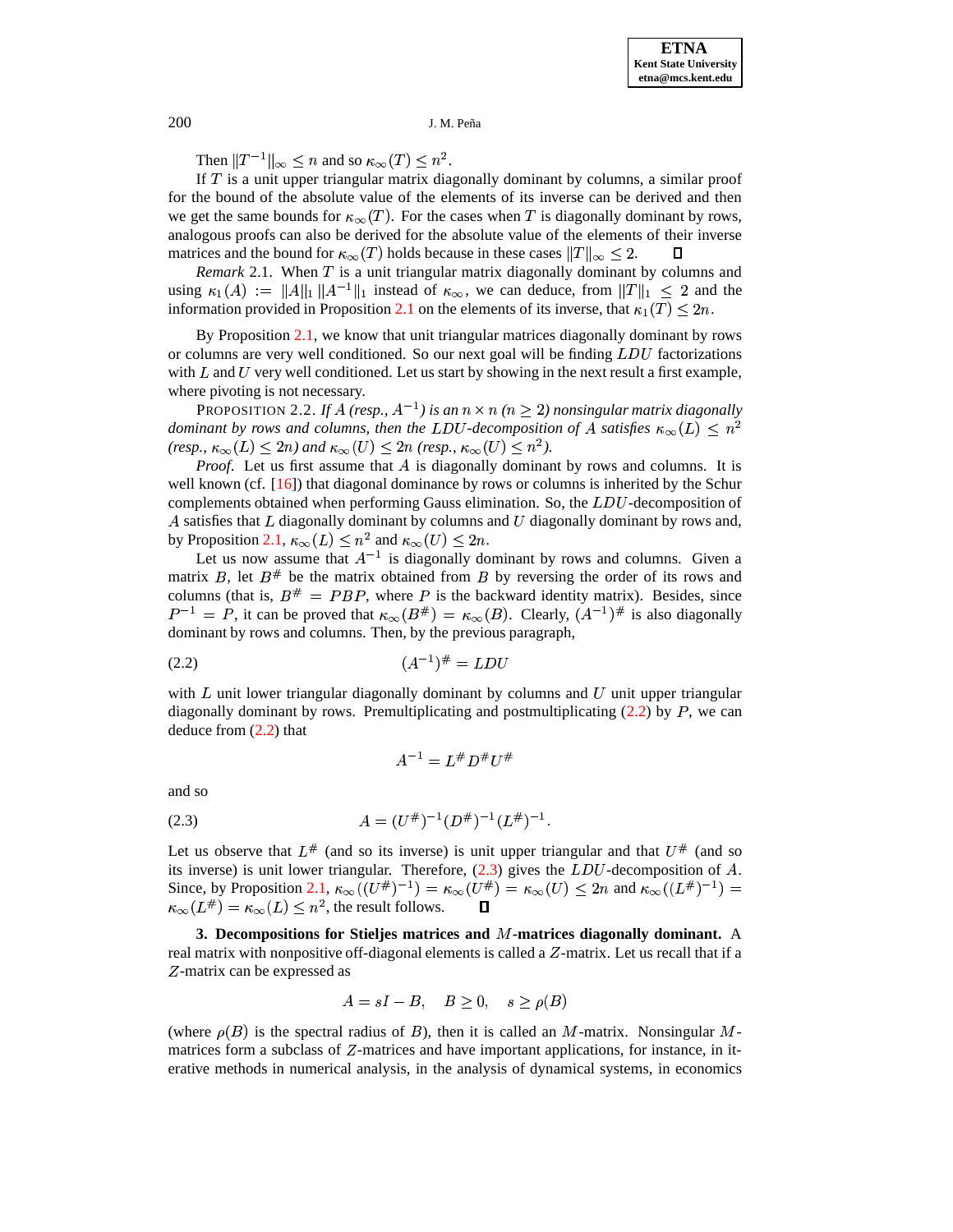Then $\|T^{-1}\|_\infty \leq n$ and so $\kappa_\infty(T) \leq n^2$.

If $T$ is a unit upper triangular matrix diagonally dominant by columns, a similar proof for the bound of the absolute value of the elements of its inverse can be derived and then we get the same bounds for $\kappa_\infty(T)$. For the cases when $T$ is diagonally dominant by rows, analogous proofs can also be derived for the absolute value of the elements of their inverse matrices and the bound for $\kappa_\infty(T)$ holds because in these cases $\|T\|_\infty \leq 2$. ∎

*Remark* 2.1. When $T$ is a unit triangular matrix diagonally dominant by columns and using $\kappa_1(A) := \|A\|_1 \|A^{-1}\|_1$ instead of $\kappa_\infty$, we can deduce, from $\|T\|_1 \leq 2$ and the information provided in Proposition 2.1 on the elements of its inverse, that $\kappa_1(T) \leq 2n$.

By Proposition 2.1, we know that unit triangular matrices diagonally dominant by rows or columns are very well conditioned. So our next goal will be finding $LDU$ factorizations with $L$ and $U$ very well conditioned. Let us start by showing in the next result a first example, where pivoting is not necessary.

PROPOSITION 2.2. *If $A$ (resp., $A^{-1}$) is an $n \times n$ ($n \geq 2$) nonsingular matrix diagonally dominant by rows and columns, then the $LDU$-decomposition of $A$ satisfies $\kappa_\infty(L) \leq n^2$ (resp., $\kappa_\infty(L) \leq 2n$) and $\kappa_\infty(U) \leq 2n$ (resp., $\kappa_\infty(U) \leq n^2$).*

*Proof.* Let us first assume that $A$ is diagonally dominant by rows and columns. It is well known (cf. [16]) that diagonal dominance by rows or columns is inherited by the Schur complements obtained when performing Gauss elimination. So, the $LDU$-decomposition of $A$ satisfies that $L$ diagonally dominant by columns and $U$ diagonally dominant by rows and, by Proposition 2.1, $\kappa_\infty(L) \leq n^2$ and $\kappa_\infty(U) \leq 2n$.

Let us now assume that $A^{-1}$ is diagonally dominant by rows and columns. Given a matrix $B$, let $B^\#$ be the matrix obtained from $B$ by reversing the order of its rows and columns (that is, $B^\# = PBP$, where $P$ is the backward identity matrix). Besides, since $P^{-1} = P$, it can be proved that $\kappa_\infty(B^\#) = \kappa_\infty(B)$. Clearly, $(A^{-1})^\#$ is also diagonally dominant by rows and columns. Then, by the previous paragraph,

$$(A^{-1})^\# = LDU \tag{2.2}$$

with $L$ unit lower triangular diagonally dominant by columns and $U$ unit upper triangular diagonally dominant by rows. Premultiplicating and postmultiplicating (2.2) by $P$, we can deduce from (2.2) that

$$A^{-1} = L^\# D^\# U^\#$$

and so

$$A = (U^\#)^{-1}(D^\#)^{-1}(L^\#)^{-1}. \tag{2.3}$$

Let us observe that $L^\#$ (and so its inverse) is unit upper triangular and that $U^\#$ (and so its inverse) is unit lower triangular. Therefore, (2.3) gives the $LDU$-decomposition of $A$. Since, by Proposition 2.1, $\kappa_\infty((U^\#)^{-1}) = \kappa_\infty(U^\#) = \kappa_\infty(U) \leq 2n$ and $\kappa_\infty((L^\#)^{-1}) = \kappa_\infty(L^\#) = \kappa_\infty(L) \leq n^2$, the result follows. ∎

**3. Decompositions for Stieljes matrices and $M$-matrices diagonally dominant.** A real matrix with nonpositive off-diagonal elements is called a $Z$-matrix. Let us recall that if a $Z$-matrix can be expressed as

$$A = sI - B, \quad B \geq 0, \quad s \geq \rho(B)$$

(where $\rho(B)$ is the spectral radius of $B$), then it is called an $M$-matrix. Nonsingular $M$-matrices form a subclass of $Z$-matrices and have important applications, for instance, in iterative methods in numerical analysis, in the analysis of dynamical systems, in economics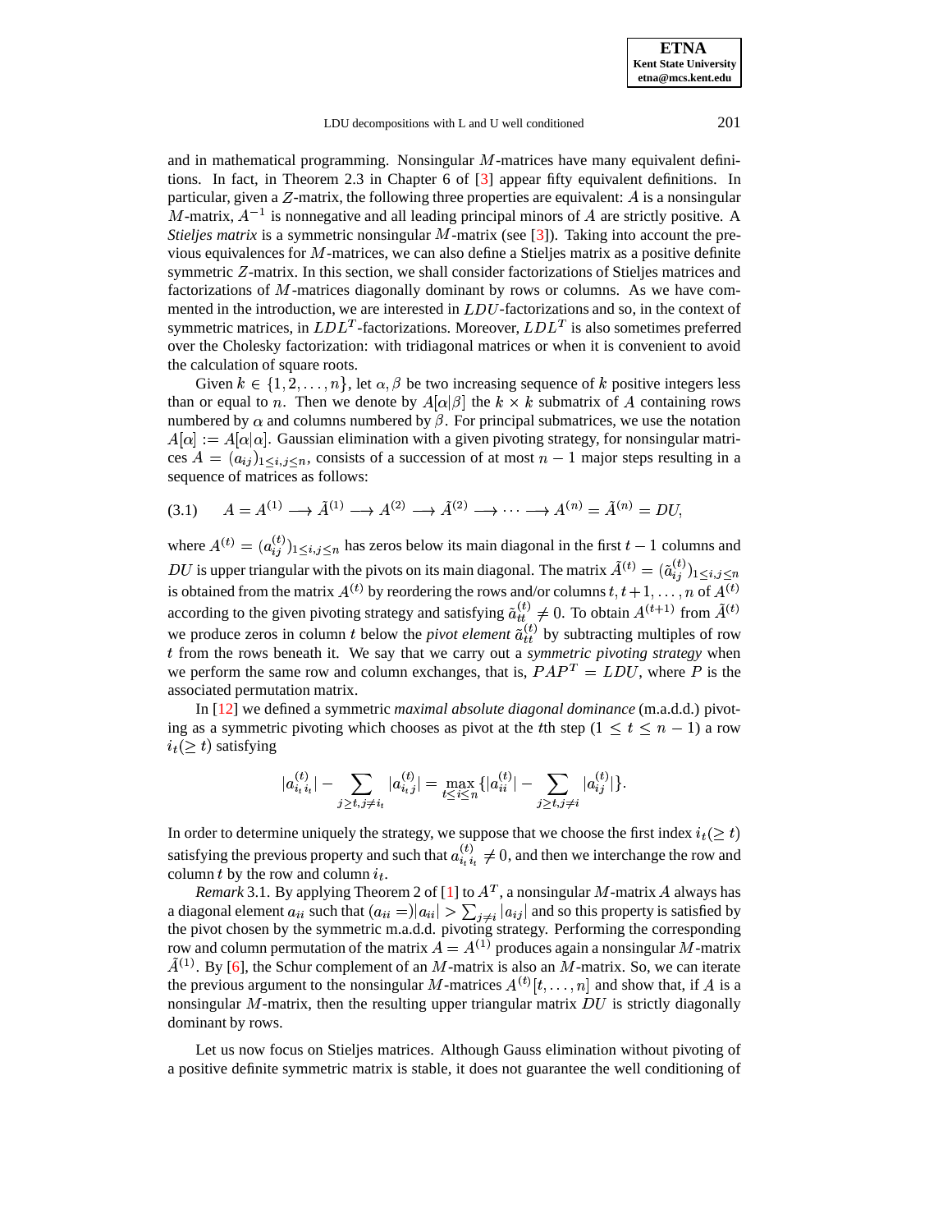and in mathematical programming. Nonsingular $M$-matrices have many equivalent definitions. In fact, in Theorem 2.3 in Chapter 6 of [3] appear fifty equivalent definitions. In particular, given a $Z$-matrix, the following three properties are equivalent: $A$ is a nonsingular $M$-matrix, $A^{-1}$ is nonnegative and all leading principal minors of $A$ are strictly positive. A *Stieljes matrix* is a symmetric nonsingular $M$-matrix (see [3]). Taking into account the previous equivalences for $M$-matrices, we can also define a Stieljes matrix as a positive definite symmetric $Z$-matrix. In this section, we shall consider factorizations of Stieljes matrices and factorizations of $M$-matrices diagonally dominant by rows or columns. As we have commented in the introduction, we are interested in $LDU$-factorizations and so, in the context of symmetric matrices, in $LDL^T$-factorizations. Moreover, $LDL^T$ is also sometimes preferred over the Cholesky factorization: with tridiagonal matrices or when it is convenient to avoid the calculation of square roots.

Given $k \in \{1, 2, \ldots, n\}$, let $\alpha, \beta$ be two increasing sequence of $k$ positive integers less than or equal to $n$. Then we denote by $A[\alpha|\beta]$ the $k \times k$ submatrix of $A$ containing rows numbered by $\alpha$ and columns numbered by $\beta$. For principal submatrices, we use the notation $A[\alpha] := A[\alpha|\alpha]$. Gaussian elimination with a given pivoting strategy, for nonsingular matrices $A = (a_{ij})_{1 \le i,j \le n}$, consists of a succession of at most $n-1$ major steps resulting in a sequence of matrices as follows:

$$A = A^{(1)} \longrightarrow \tilde{A}^{(1)} \longrightarrow A^{(2)} \longrightarrow \tilde{A}^{(2)} \longrightarrow \cdots \longrightarrow A^{(n)} = \tilde{A}^{(n)} = DU, \tag{3.1}$$

where $A^{(t)} = (a_{ij}^{(t)})_{1 \le i,j \le n}$ has zeros below its main diagonal in the first $t-1$ columns and $DU$ is upper triangular with the pivots on its main diagonal. The matrix $\tilde{A}^{(t)} = (\tilde{a}_{ij}^{(t)})_{1 \le i,j \le n}$ is obtained from the matrix $A^{(t)}$ by reordering the rows and/or columns $t, t+1, \ldots, n$ of $A^{(t)}$ according to the given pivoting strategy and satisfying $\tilde{a}_{tt}^{(t)} \neq 0$. To obtain $A^{(t+1)}$ from $\tilde{A}^{(t)}$ we produce zeros in column $t$ below the *pivot element* $\tilde{a}_{tt}^{(t)}$ by subtracting multiples of row $t$ from the rows beneath it. We say that we carry out a *symmetric pivoting strategy* when we perform the same row and column exchanges, that is, $PAP^T = LDU$, where $P$ is the associated permutation matrix.

In [12] we defined a symmetric *maximal absolute diagonal dominance* (m.a.d.d.) pivoting as a symmetric pivoting which chooses as pivot at the $t$th step ($1 \le t \le n-1$) a row $i_t (\ge t)$ satisfying

$$|a_{i_t i_t}^{(t)}| - \sum_{j \ge t, j \neq i_t} |a_{i_t j}^{(t)}| = \max_{t \le i \le n} \{|a_{ii}^{(t)}| - \sum_{j \ge t, j \neq i} |a_{ij}^{(t)}|\}.$$

In order to determine uniquely the strategy, we suppose that we choose the first index $i_t (\ge t)$ satisfying the previous property and such that $a_{i_t i_t}^{(t)} \neq 0$, and then we interchange the row and column $t$ by the row and column $i_t$.

*Remark* 3.1. By applying Theorem 2 of [1] to $A^T$, a nonsingular $M$-matrix $A$ always has a diagonal element $a_{ii}$ such that $(a_{ii} =)|a_{ii}| > \sum_{j \neq i} |a_{ij}|$ and so this property is satisfied by the pivot chosen by the symmetric m.a.d.d. pivoting strategy. Performing the corresponding row and column permutation of the matrix $A = A^{(1)}$ produces again a nonsingular $M$-matrix $\tilde{A}^{(1)}$. By [6], the Schur complement of an $M$-matrix is also an $M$-matrix. So, we can iterate the previous argument to the nonsingular $M$-matrices $A^{(t)}[t, \ldots, n]$ and show that, if $A$ is a nonsingular $M$-matrix, then the resulting upper triangular matrix $DU$ is strictly diagonally dominant by rows.

Let us now focus on Stieljes matrices. Although Gauss elimination without pivoting of a positive definite symmetric matrix is stable, it does not guarantee the well conditioning of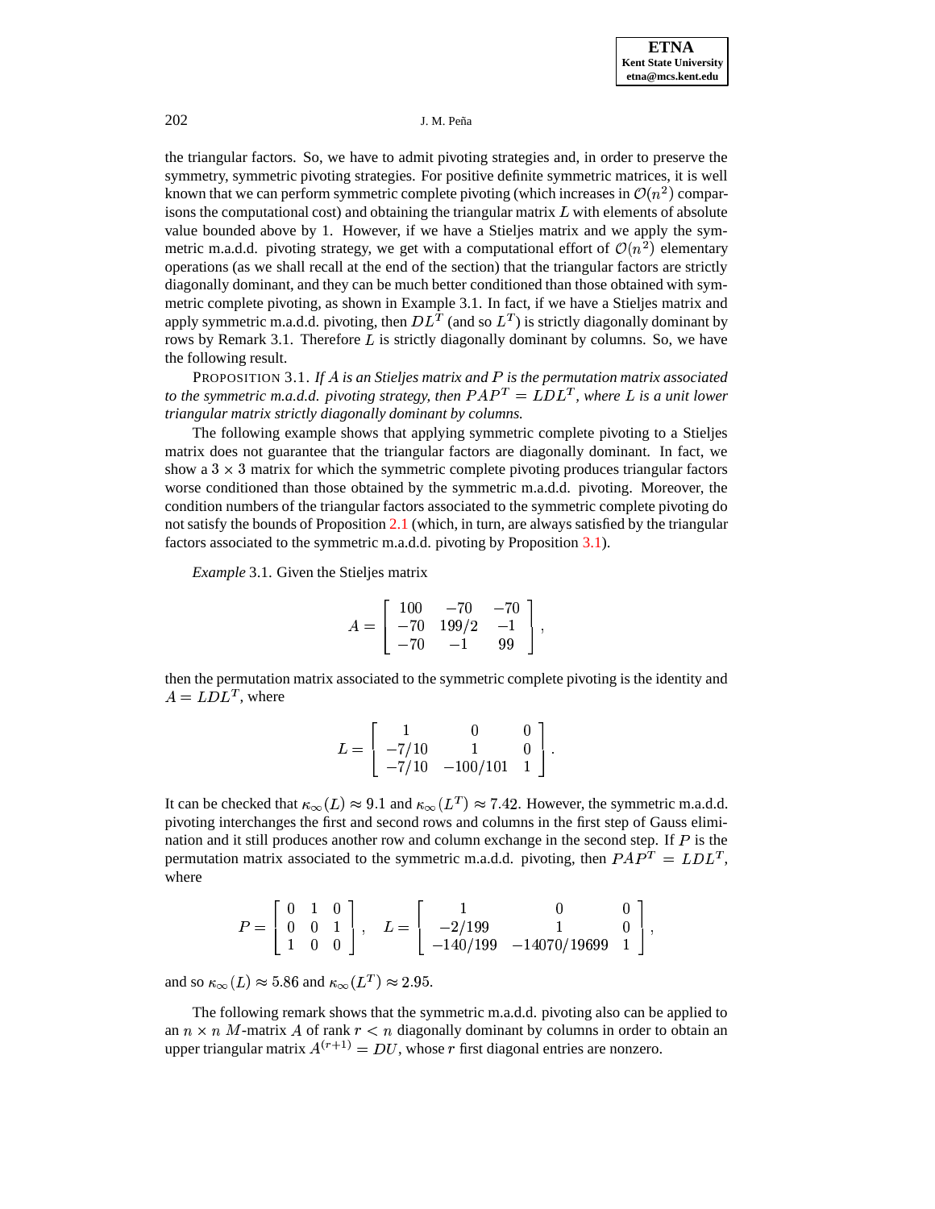the triangular factors. So, we have to admit pivoting strategies and, in order to preserve the symmetry, symmetric pivoting strategies. For positive definite symmetric matrices, it is well known that we can perform symmetric complete pivoting (which increases in $\mathcal{O}(n^2)$ comparisons the computational cost) and obtaining the triangular matrix $L$ with elements of absolute value bounded above by 1. However, if we have a Stieljes matrix and we apply the symmetric m.a.d.d. pivoting strategy, we get with a computational effort of $\mathcal{O}(n^2)$ elementary operations (as we shall recall at the end of the section) that the triangular factors are strictly diagonally dominant, and they can be much better conditioned than those obtained with symmetric complete pivoting, as shown in Example 3.1. In fact, if we have a Stieljes matrix and apply symmetric m.a.d.d. pivoting, then $DL^T$ (and so $L^T$) is strictly diagonally dominant by rows by Remark 3.1. Therefore $L$ is strictly diagonally dominant by columns. So, we have the following result.

PROPOSITION 3.1. *If $A$ is an Stieljes matrix and $P$ is the permutation matrix associated to the symmetric m.a.d.d. pivoting strategy, then $PAP^T = LDL^T$, where $L$ is a unit lower triangular matrix strictly diagonally dominant by columns.*

The following example shows that applying symmetric complete pivoting to a Stieljes matrix does not guarantee that the triangular factors are diagonally dominant. In fact, we show a $3 \times 3$ matrix for which the symmetric complete pivoting produces triangular factors worse conditioned than those obtained by the symmetric m.a.d.d. pivoting. Moreover, the condition numbers of the triangular factors associated to the symmetric complete pivoting do not satisfy the bounds of Proposition 2.1 (which, in turn, are always satisfied by the triangular factors associated to the symmetric m.a.d.d. pivoting by Proposition 3.1).

*Example* 3.1. Given the Stieljes matrix

$$A = \begin{bmatrix} 100 & -70 & -70 \\ -70 & 199/2 & -1 \\ -70 & -1 & 99 \end{bmatrix},$$

then the permutation matrix associated to the symmetric complete pivoting is the identity and $A = LDL^T$, where

$$L = \begin{bmatrix} 1 & 0 & 0 \\ -7/10 & 1 & 0 \\ -7/10 & -100/101 & 1 \end{bmatrix}.$$

It can be checked that $\kappa_\infty(L) \approx 9.1$ and $\kappa_\infty(L^T) \approx 7.42$. However, the symmetric m.a.d.d. pivoting interchanges the first and second rows and columns in the first step of Gauss elimination and it still produces another row and column exchange in the second step. If $P$ is the permutation matrix associated to the symmetric m.a.d.d. pivoting, then $PAP^T = LDL^T$, where

$$P = \begin{bmatrix} 0 & 1 & 0 \\ 0 & 0 & 1 \\ 1 & 0 & 0 \end{bmatrix}, \quad L = \begin{bmatrix} 1 & 0 & 0 \\ -2/199 & 1 & 0 \\ -140/199 & -14070/19699 & 1 \end{bmatrix},$$

and so $\kappa_\infty(L) \approx 5.86$ and $\kappa_\infty(L^T) \approx 2.95$.

The following remark shows that the symmetric m.a.d.d. pivoting also can be applied to an $n \times n$ $M$-matrix $A$ of rank $r < n$ diagonally dominant by columns in order to obtain an upper triangular matrix $A^{(r+1)} = DU$, whose $r$ first diagonal entries are nonzero.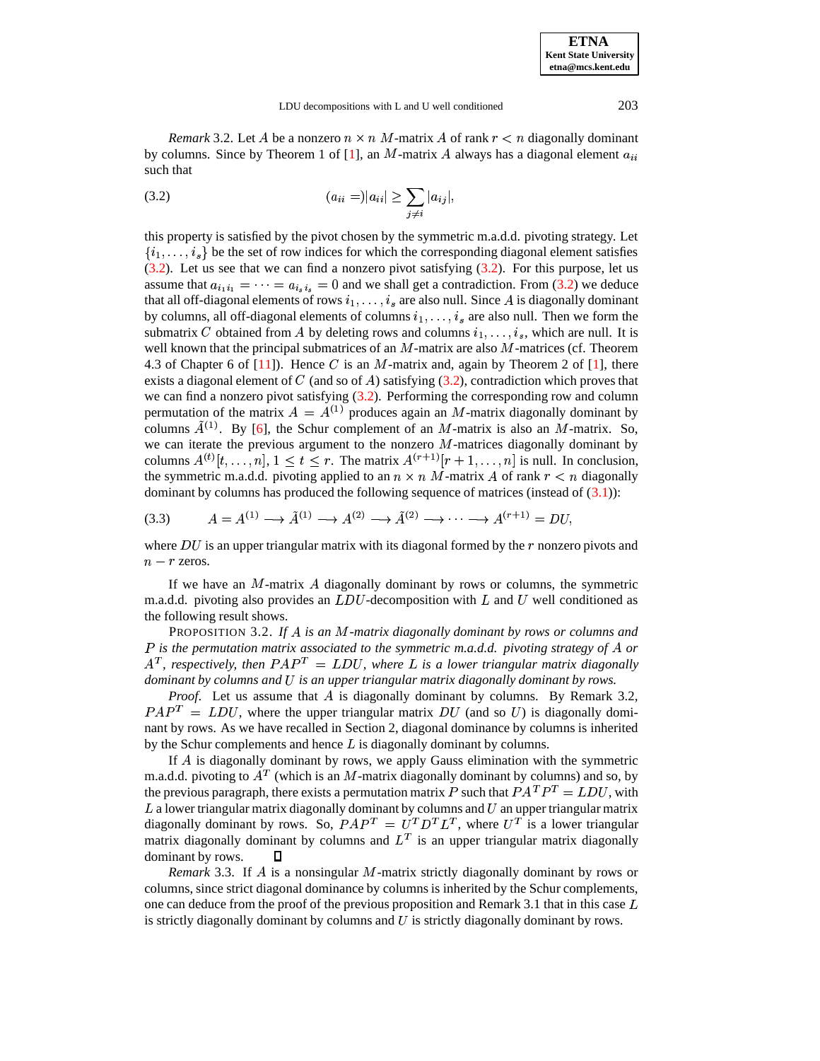*Remark* 3.2. Let $A$ be a nonzero $n \times n$ $M$-matrix $A$ of rank $r < n$ diagonally dominant by columns. Since by Theorem 1 of [1], an $M$-matrix $A$ always has a diagonal element $a_{ii}$ such that

$$(a_{ii} =)|a_{ii}| \geq \sum_{j \neq i} |a_{ij}|, \tag{3.2}$$

this property is satisfied by the pivot chosen by the symmetric m.a.d.d. pivoting strategy. Let $\{i_1, \ldots, i_s\}$ be the set of row indices for which the corresponding diagonal element satisfies (3.2). Let us see that we can find a nonzero pivot satisfying (3.2). For this purpose, let us assume that $a_{i_1 i_1} = \cdots = a_{i_s i_s} = 0$ and we shall get a contradiction. From (3.2) we deduce that all off-diagonal elements of rows $i_1, \ldots, i_s$ are also null. Since $A$ is diagonally dominant by columns, all off-diagonal elements of columns $i_1, \ldots, i_s$ are also null. Then we form the submatrix $C$ obtained from $A$ by deleting rows and columns $i_1, \ldots, i_s$, which are null. It is well known that the principal submatrices of an $M$-matrix are also $M$-matrices (cf. Theorem 4.3 of Chapter 6 of [11]). Hence $C$ is an $M$-matrix and, again by Theorem 2 of [1], there exists a diagonal element of $C$ (and so of $A$) satisfying (3.2), contradiction which proves that we can find a nonzero pivot satisfying (3.2). Performing the corresponding row and column permutation of the matrix $A = A^{(1)}$ produces again an $M$-matrix diagonally dominant by columns $\tilde{A}^{(1)}$. By [6], the Schur complement of an $M$-matrix is also an $M$-matrix. So, we can iterate the previous argument to the nonzero $M$-matrices diagonally dominant by columns $A^{(t)}[t, \ldots, n]$, $1 \leq t \leq r$. The matrix $A^{(r+1)}[r+1, \ldots, n]$ is null. In conclusion, the symmetric m.a.d.d. pivoting applied to an $n \times n$ $M$-matrix $A$ of rank $r < n$ diagonally dominant by columns has produced the following sequence of matrices (instead of (3.1)):

$$A = A^{(1)} \longrightarrow \tilde{A}^{(1)} \longrightarrow A^{(2)} \longrightarrow \tilde{A}^{(2)} \longrightarrow \cdots \longrightarrow A^{(r+1)} = DU, \tag{3.3}$$

where $DU$ is an upper triangular matrix with its diagonal formed by the $r$ nonzero pivots and $n - r$ zeros.

If we have an $M$-matrix $A$ diagonally dominant by rows or columns, the symmetric m.a.d.d. pivoting also provides an $LDU$-decomposition with $L$ and $U$ well conditioned as the following result shows.

PROPOSITION 3.2. *If $A$ is an $M$-matrix diagonally dominant by rows or columns and $P$ is the permutation matrix associated to the symmetric m.a.d.d. pivoting strategy of $A$ or $A^T$, respectively, then $PAP^T = LDU$, where $L$ is a lower triangular matrix diagonally dominant by columns and $U$ is an upper triangular matrix diagonally dominant by rows.*

*Proof.* Let us assume that $A$ is diagonally dominant by columns. By Remark 3.2, $PAP^T = LDU$, where the upper triangular matrix $DU$ (and so $U$) is diagonally dominant by rows. As we have recalled in Section 2, diagonal dominance by columns is inherited by the Schur complements and hence $L$ is diagonally dominant by columns.

If $A$ is diagonally dominant by rows, we apply Gauss elimination with the symmetric m.a.d.d. pivoting to $A^T$ (which is an $M$-matrix diagonally dominant by columns) and so, by the previous paragraph, there exists a permutation matrix $P$ such that $PA^TP^T = LDU$, with $L$ a lower triangular matrix diagonally dominant by columns and $U$ an upper triangular matrix diagonally dominant by rows. So, $PAP^T = U^T D^T L^T$, where $U^T$ is a lower triangular matrix diagonally dominant by columns and $L^T$ is an upper triangular matrix diagonally dominant by rows. ∎

*Remark* 3.3. If $A$ is a nonsingular $M$-matrix strictly diagonally dominant by rows or columns, since strict diagonal dominance by columns is inherited by the Schur complements, one can deduce from the proof of the previous proposition and Remark 3.1 that in this case $L$ is strictly diagonally dominant by columns and $U$ is strictly diagonally dominant by rows.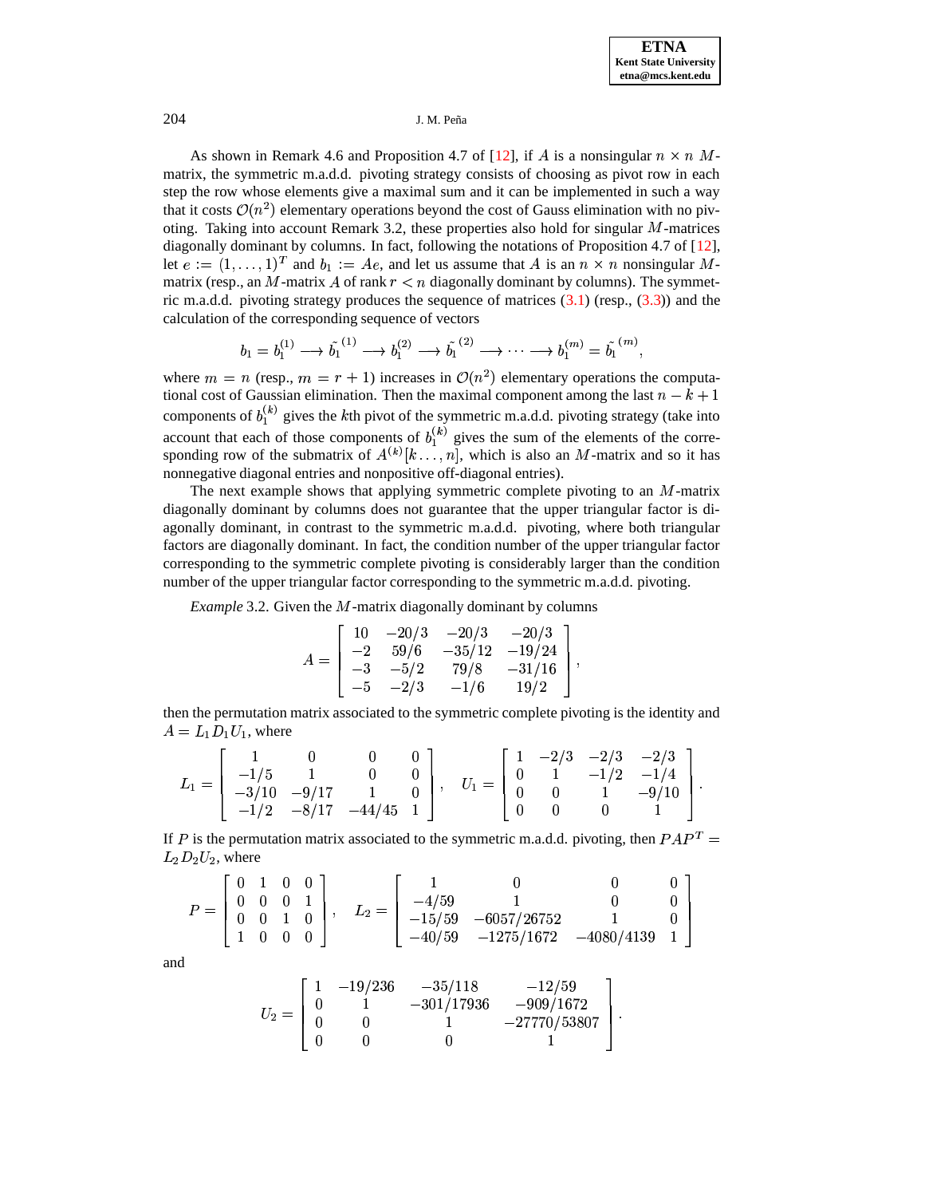As shown in Remark 4.6 and Proposition 4.7 of [12], if $A$ is a nonsingular $n \times n$ $M$-matrix, the symmetric m.a.d.d. pivoting strategy consists of choosing as pivot row in each step the row whose elements give a maximal sum and it can be implemented in such a way that it costs $\mathcal{O}(n^2)$ elementary operations beyond the cost of Gauss elimination with no pivoting. Taking into account Remark 3.2, these properties also hold for singular $M$-matrices diagonally dominant by columns. In fact, following the notations of Proposition 4.7 of [12], let $e := (1, \ldots, 1)^T$ and $b_1 := Ae$, and let us assume that $A$ is an $n \times n$ nonsingular $M$-matrix (resp., an $M$-matrix $A$ of rank $r < n$ diagonally dominant by columns). The symmetric m.a.d.d. pivoting strategy produces the sequence of matrices (3.1) (resp., (3.3)) and the calculation of the corresponding sequence of vectors

$$b_1 = b_1^{(1)} \longrightarrow \tilde{b_1}^{(1)} \longrightarrow b_1^{(2)} \longrightarrow \tilde{b_1}^{(2)} \longrightarrow \cdots \longrightarrow b_1^{(m)} = \tilde{b_1}^{(m)},$$

where $m = n$ (resp., $m = r + 1$) increases in $\mathcal{O}(n^2)$ elementary operations the computational cost of Gaussian elimination. Then the maximal component among the last $n - k + 1$ components of $b_1^{(k)}$ gives the $k$th pivot of the symmetric m.a.d.d. pivoting strategy (take into account that each of those components of $b_1^{(k)}$ gives the sum of the elements of the corresponding row of the submatrix of $A^{(k)}[k \ldots, n]$, which is also an $M$-matrix and so it has nonnegative diagonal entries and nonpositive off-diagonal entries).

The next example shows that applying symmetric complete pivoting to an $M$-matrix diagonally dominant by columns does not guarantee that the upper triangular factor is diagonally dominant, in contrast to the symmetric m.a.d.d. pivoting, where both triangular factors are diagonally dominant. In fact, the condition number of the upper triangular factor corresponding to the symmetric complete pivoting is considerably larger than the condition number of the upper triangular factor corresponding to the symmetric m.a.d.d. pivoting.

*Example* 3.2. Given the $M$-matrix diagonally dominant by columns

$$A = \begin{bmatrix} 10 & -20/3 & -20/3 & -20/3 \\ -2 & 59/6 & -35/12 & -19/24 \\ -3 & -5/2 & 79/8 & -31/16 \\ -5 & -2/3 & -1/6 & 19/2 \end{bmatrix},$$

then the permutation matrix associated to the symmetric complete pivoting is the identity and $A = L_1 D_1 U_1$, where

$$L_1 = \begin{bmatrix} 1 & 0 & 0 & 0 \\ -1/5 & 1 & 0 & 0 \\ -3/10 & -9/17 & 1 & 0 \\ -1/2 & -8/17 & -44/45 & 1 \end{bmatrix}, \quad U_1 = \begin{bmatrix} 1 & -2/3 & -2/3 & -2/3 \\ 0 & 1 & -1/2 & -1/4 \\ 0 & 0 & 1 & -9/10 \\ 0 & 0 & 0 & 1 \end{bmatrix}.$$

If $P$ is the permutation matrix associated to the symmetric m.a.d.d. pivoting, then $PAP^T = L_2 D_2 U_2$, where

$$P = \begin{bmatrix} 0 & 1 & 0 & 0 \\ 0 & 0 & 0 & 1 \\ 0 & 0 & 1 & 0 \\ 1 & 0 & 0 & 0 \end{bmatrix}, \quad L_2 = \begin{bmatrix} 1 & 0 & 0 & 0 \\ -4/59 & 1 & 0 & 0 \\ -15/59 & -6057/26752 & 1 & 0 \\ -40/59 & -1275/1672 & -4080/4139 & 1 \end{bmatrix}$$

and

$$U_2 = \begin{bmatrix} 1 & -19/236 & -35/118 & -12/59 \\ 0 & 1 & -301/17936 & -909/1672 \\ 0 & 0 & 1 & -27770/53807 \\ 0 & 0 & 0 & 1 \end{bmatrix}.$$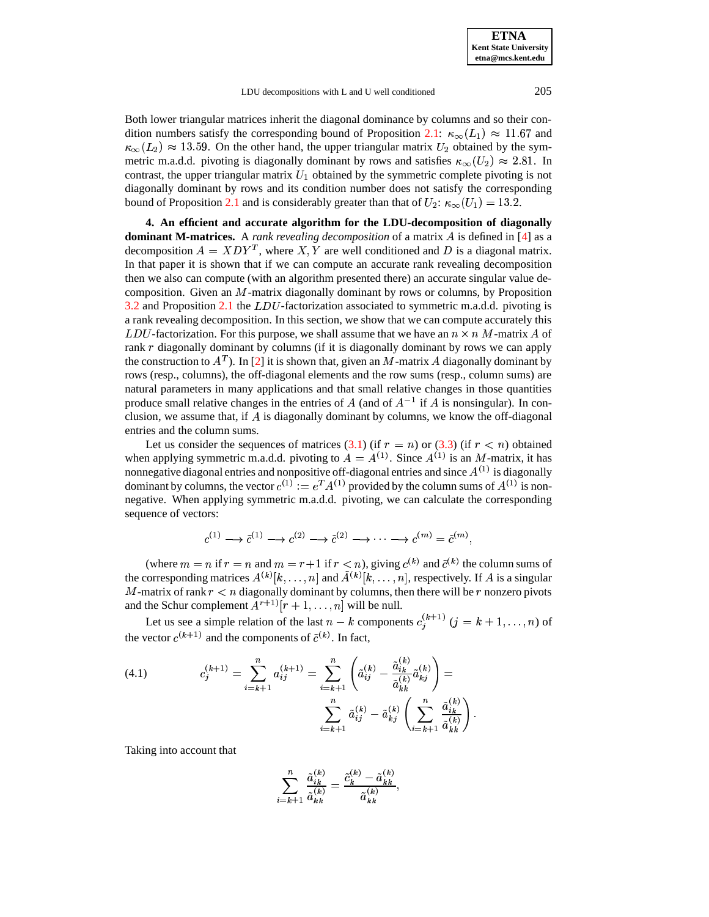Both lower triangular matrices inherit the diagonal dominance by columns and so their condition numbers satisfy the corresponding bound of Proposition 2.1: $\kappa_\infty(L_1) \approx 11.67$ and $\kappa_\infty(L_2) \approx 13.59$. On the other hand, the upper triangular matrix $U_2$ obtained by the symmetric m.a.d.d. pivoting is diagonally dominant by rows and satisfies $\kappa_\infty(U_2) \approx 2.81$. In contrast, the upper triangular matrix $U_1$ obtained by the symmetric complete pivoting is not diagonally dominant by rows and its condition number does not satisfy the corresponding bound of Proposition 2.1 and is considerably greater than that of $U_2$: $\kappa_\infty(U_1) = 13.2$.

## 4. An efficient and accurate algorithm for the LDU-decomposition of diagonally dominant M-matrices.

A *rank revealing decomposition* of a matrix $A$ is defined in [4] as a decomposition $A = XDY^T$, where $X, Y$ are well conditioned and $D$ is a diagonal matrix. In that paper it is shown that if we can compute an accurate rank revealing decomposition then we also can compute (with an algorithm presented there) an accurate singular value decomposition. Given an $M$-matrix diagonally dominant by rows or columns, by Proposition 3.2 and Proposition 2.1 the $LDU$-factorization associated to symmetric m.a.d.d. pivoting is a rank revealing decomposition. In this section, we show that we can compute accurately this $LDU$-factorization. For this purpose, we shall assume that we have an $n \times n$ $M$-matrix $A$ of rank $r$ diagonally dominant by columns (if it is diagonally dominant by rows we can apply the construction to $A^T$). In [2] it is shown that, given an $M$-matrix $A$ diagonally dominant by rows (resp., columns), the off-diagonal elements and the row sums (resp., column sums) are natural parameters in many applications and that small relative changes in those quantities produce small relative changes in the entries of $A$ (and of $A^{-1}$ if $A$ is nonsingular). In conclusion, we assume that, if $A$ is diagonally dominant by columns, we know the off-diagonal entries and the column sums.

Let us consider the sequences of matrices (3.1) (if $r = n$) or (3.3) (if $r < n$) obtained when applying symmetric m.a.d.d. pivoting to $A = A^{(1)}$. Since $A^{(1)}$ is an $M$-matrix, it has nonnegative diagonal entries and nonpositive off-diagonal entries and since $A^{(1)}$ is diagonally dominant by columns, the vector $c^{(1)} := e^T A^{(1)}$ provided by the column sums of $A^{(1)}$ is nonnegative. When applying symmetric m.a.d.d. pivoting, we can calculate the corresponding sequence of vectors:

$$c^{(1)} \longrightarrow \tilde{c}^{(1)} \longrightarrow c^{(2)} \longrightarrow \tilde{c}^{(2)} \longrightarrow \cdots \longrightarrow c^{(m)} = \tilde{c}^{(m)},$$

(where $m = n$ if $r = n$ and $m = r+1$ if $r < n$), giving $c^{(k)}$ and $\tilde{c}^{(k)}$ the column sums of the corresponding matrices $A^{(k)}[k, \dots, n]$ and $\tilde{A}^{(k)}[k, \dots, n]$, respectively. If $A$ is a singular $M$-matrix of rank $r < n$ diagonally dominant by columns, then there will be $r$ nonzero pivots and the Schur complement $A^{r+1)}[r+1, \dots, n]$ will be null.

Let us see a simple relation of the last $n - k$ components $c_j^{(k+1)}$ $(j = k+1, \dots, n)$ of the vector $c^{(k+1)}$ and the components of $\tilde{c}^{(k)}$. In fact,

$$c_j^{(k+1)} = \sum_{i=k+1}^{n} a_{ij}^{(k+1)} = \sum_{i=k+1}^{n} \left( \tilde{a}_{ij}^{(k)} - \frac{\tilde{a}_{ik}^{(k)}}{\tilde{a}_{kk}^{(k)}} \tilde{a}_{kj}^{(k)} \right) = \sum_{i=k+1}^{n} \tilde{a}_{ij}^{(k)} - \tilde{a}_{kj}^{(k)} \left( \sum_{i=k+1}^{n} \frac{\tilde{a}_{ik}^{(k)}}{\tilde{a}_{kk}^{(k)}} \right). \tag{4.1}$$

Taking into account that

$$\sum_{i=k+1}^{n} \frac{\tilde{a}_{ik}^{(k)}}{\tilde{a}_{kk}^{(k)}} = \frac{\tilde{c}_k^{(k)} - \tilde{a}_{kk}^{(k)}}{\tilde{a}_{kk}^{(k)}},$$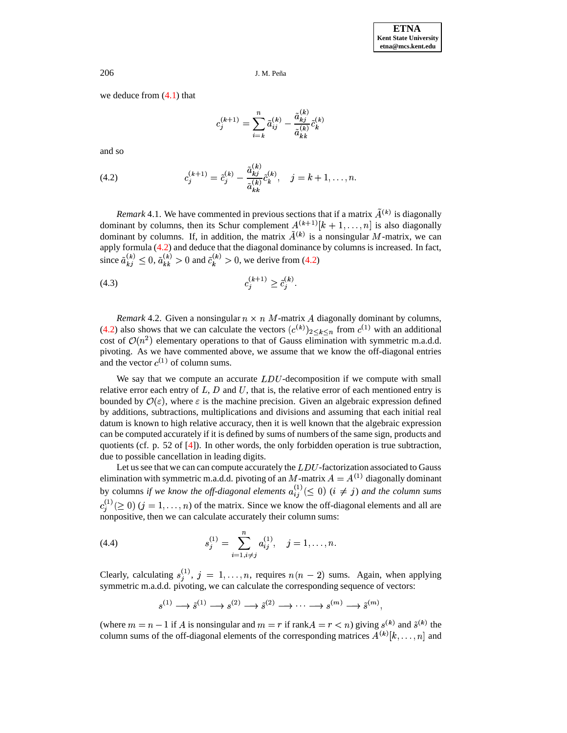we deduce from (4.1) that

$$c_j^{(k+1)} = \sum_{i=k}^{n} \tilde{a}_{ij}^{(k)} - \frac{\tilde{a}_{kj}^{(k)}}{\tilde{a}_{kk}^{(k)}} \tilde{c}_k^{(k)}$$

and so

$$c_j^{(k+1)} = \tilde{c}_j^{(k)} - \frac{\tilde{a}_{kj}^{(k)}}{\tilde{a}_{kk}^{(k)}} \tilde{c}_k^{(k)}, \quad j = k+1, \ldots, n. \tag{4.2}$$

*Remark* 4.1. We have commented in previous sections that if a matrix $\tilde{A}^{(k)}$ is diagonally dominant by columns, then its Schur complement $A^{(k+1)}[k+1, \ldots, n]$ is also diagonally dominant by columns. If, in addition, the matrix $\tilde{A}^{(k)}$ is a nonsingular $M$-matrix, we can apply formula (4.2) and deduce that the diagonal dominance by columns is increased. In fact, since $\tilde{a}_{kj}^{(k)} \leq 0$, $\tilde{a}_{kk}^{(k)} > 0$ and $\tilde{c}_k^{(k)} > 0$, we derive from (4.2)

$$c_j^{(k+1)} \geq \tilde{c}_j^{(k)}. \tag{4.3}$$

*Remark* 4.2. Given a nonsingular $n \times n$ $M$-matrix $A$ diagonally dominant by columns, (4.2) also shows that we can calculate the vectors $(c^{(k)})_{2 \leq k \leq n}$ from $c^{(1)}$ with an additional cost of $\mathcal{O}(n^2)$ elementary operations to that of Gauss elimination with symmetric m.a.d.d. pivoting. As we have commented above, we assume that we know the off-diagonal entries and the vector $c^{(1)}$ of column sums.

We say that we compute an accurate $LDU$-decomposition if we compute with small relative error each entry of $L$, $D$ and $U$, that is, the relative error of each mentioned entry is bounded by $\mathcal{O}(\varepsilon)$, where $\varepsilon$ is the machine precision. Given an algebraic expression defined by additions, subtractions, multiplications and divisions and assuming that each initial real datum is known to high relative accuracy, then it is well known that the algebraic expression can be computed accurately if it is defined by sums of numbers of the same sign, products and quotients (cf. p. 52 of [4]). In other words, the only forbidden operation is true subtraction, due to possible cancellation in leading digits.

Let us see that we can can compute accurately the $LDU$-factorization associated to Gauss elimination with symmetric m.a.d.d. pivoting of an $M$-matrix $A = A^{(1)}$ diagonally dominant by columns *if we know the off-diagonal elements* $a_{ij}^{(1)} (\leq 0)$ $(i \neq j)$ *and the column sums* $c_j^{(1)} (\geq 0)$ $(j = 1, \ldots, n)$ of the matrix. Since we know the off-diagonal elements and all are nonpositive, then we can calculate accurately their column sums:

$$s_j^{(1)} = \sum_{i=1, i \neq j}^{n} a_{ij}^{(1)}, \quad j = 1, \ldots, n. \tag{4.4}$$

Clearly, calculating $s_j^{(1)}$, $j = 1, \ldots, n$, requires $n(n-2)$ sums. Again, when applying symmetric m.a.d.d. pivoting, we can calculate the corresponding sequence of vectors:

$$s^{(1)} \longrightarrow \tilde{s}^{(1)} \longrightarrow s^{(2)} \longrightarrow \tilde{s}^{(2)} \longrightarrow \cdots \longrightarrow s^{(m)} \longrightarrow \tilde{s}^{(m)},$$

(where $m = n-1$ if $A$ is nonsingular and $m = r$ if rank$A = r < n$) giving $s^{(k)}$ and $\tilde{s}^{(k)}$ the column sums of the off-diagonal elements of the corresponding matrices $A^{(k)}[k, \ldots, n]$ and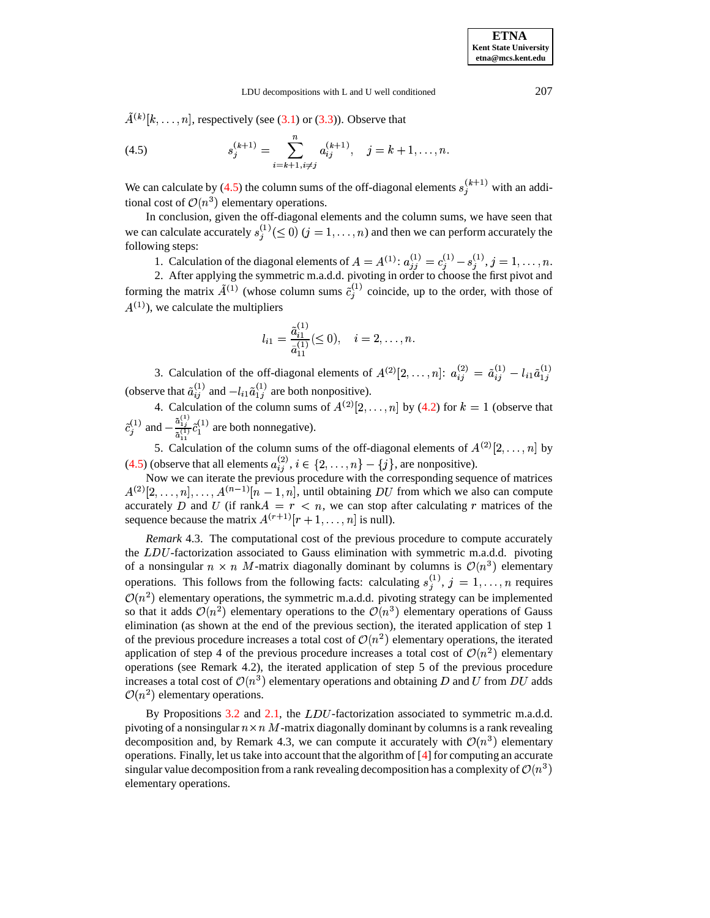$\tilde{A}^{(k)}[k,\ldots,n]$, respectively (see (3.1) or (3.3)). Observe that

$$s_j^{(k+1)} = \sum_{i=k+1, i\neq j}^{n} a_{ij}^{(k+1)}, \quad j = k+1,\ldots,n. \tag{4.5}$$

We can calculate by (4.5) the column sums of the off-diagonal elements $s_j^{(k+1)}$ with an additional cost of $\mathcal{O}(n^3)$ elementary operations.

In conclusion, given the off-diagonal elements and the column sums, we have seen that we can calculate accurately $s_j^{(1)} (\leq 0)$ $(j = 1,\ldots,n)$ and then we can perform accurately the following steps:

1. Calculation of the diagonal elements of $A = A^{(1)}$: $a_{jj}^{(1)} = c_j^{(1)} - s_j^{(1)}$, $j = 1,\ldots,n$.
2. After applying the symmetric m.a.d.d. pivoting in order to choose the first pivot and forming the matrix $\tilde{A}^{(1)}$ (whose column sums $\tilde{c}_j^{(1)}$ coincide, up to the order, with those of $A^{(1)}$), we calculate the multipliers

$$l_{i1} = \frac{\tilde{a}_{i1}^{(1)}}{\tilde{a}_{11}^{(1)}} (\leq 0), \quad i = 2,\ldots,n.$$

3. Calculation of the off-diagonal elements of $A^{(2)}[2,\ldots,n]$: $a_{ij}^{(2)} = \tilde{a}_{ij}^{(1)} - l_{i1}\tilde{a}_{1j}^{(1)}$ (observe that $\tilde{a}_{ij}^{(1)}$ and $-l_{i1}\tilde{a}_{1j}^{(1)}$ are both nonpositive).
4. Calculation of the column sums of $A^{(2)}[2,\ldots,n]$ by (4.2) for $k = 1$ (observe that $\tilde{c}_j^{(1)}$ and $-\frac{\tilde{a}_{1j}^{(1)}}{\tilde{a}_{11}^{(1)}}\tilde{c}_1^{(1)}$ are both nonnegative).
5. Calculation of the column sums of the off-diagonal elements of $A^{(2)}[2,\ldots,n]$ by (4.5) (observe that all elements $a_{ij}^{(2)}$, $i \in \{2,\ldots,n\} - \{j\}$, are nonpositive).

Now we can iterate the previous procedure with the corresponding sequence of matrices $A^{(2)}[2,\ldots,n],\ldots,A^{(n-1)}[n-1,n]$, until obtaining $DU$ from which we also can compute accurately $D$ and $U$ (if rank$A = r < n$, we can stop after calculating $r$ matrices of the sequence because the matrix $A^{(r+1)}[r+1,\ldots,n]$ is null).

*Remark* 4.3. The computational cost of the previous procedure to compute accurately the $LDU$-factorization associated to Gauss elimination with symmetric m.a.d.d. pivoting of a nonsingular $n \times n$ $M$-matrix diagonally dominant by columns is $\mathcal{O}(n^3)$ elementary operations. This follows from the following facts: calculating $s_j^{(1)}$, $j = 1,\ldots,n$ requires $\mathcal{O}(n^2)$ elementary operations, the symmetric m.a.d.d. pivoting strategy can be implemented so that it adds $\mathcal{O}(n^2)$ elementary operations to the $\mathcal{O}(n^3)$ elementary operations of Gauss elimination (as shown at the end of the previous section), the iterated application of step 1 of the previous procedure increases a total cost of $\mathcal{O}(n^2)$ elementary operations, the iterated application of step 4 of the previous procedure increases a total cost of $\mathcal{O}(n^2)$ elementary operations (see Remark 4.2), the iterated application of step 5 of the previous procedure increases a total cost of $\mathcal{O}(n^3)$ elementary operations and obtaining $D$ and $U$ from $DU$ adds $\mathcal{O}(n^2)$ elementary operations.

By Propositions 3.2 and 2.1, the $LDU$-factorization associated to symmetric m.a.d.d. pivoting of a nonsingular $n \times n$ $M$-matrix diagonally dominant by columns is a rank revealing decomposition and, by Remark 4.3, we can compute it accurately with $\mathcal{O}(n^3)$ elementary operations. Finally, let us take into account that the algorithm of [4] for computing an accurate singular value decomposition from a rank revealing decomposition has a complexity of $\mathcal{O}(n^3)$ elementary operations.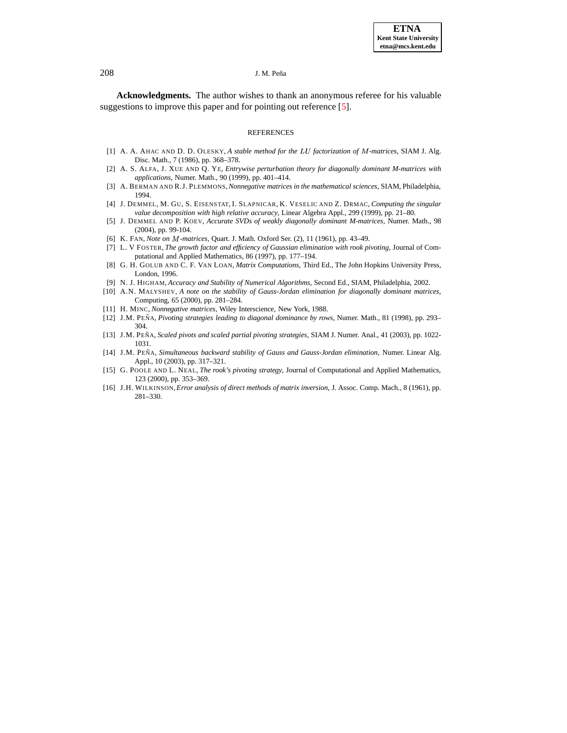**Acknowledgments.** The author wishes to thank an anonymous referee for his valuable suggestions to improve this paper and for pointing out reference [5].

## REFERENCES

[1] A. A. AHAC AND D. D. OLESKY, *A stable method for the $LU$ factorization of $M$-matrices*, SIAM J. Alg. Disc. Math., 7 (1986), pp. 368–378.

[2] A. S. ALFA, J. XUE AND Q. YE, *Entrywise perturbation theory for diagonally dominant M-matrices with applications*, Numer. Math., 90 (1999), pp. 401–414.

[3] A. BERMAN AND R.J. PLEMMONS, *Nonnegative matrices in the mathematical sciences*, SIAM, Philadelphia, 1994.

[4] J. DEMMEL, M. GU, S. EISENSTAT, I. SLAPNICAR, K. VESELIC AND Z. DRMAC, *Computing the singular value decomposition with high relative accuracy*, Linear Algebra Appl., 299 (1999), pp. 21–80.

[5] J. DEMMEL AND P. KOEV, *Accurate SVDs of weakly diagonally dominant M-matrices*, Numer. Math., 98 (2004), pp. 99-104.

[6] K. FAN, *Note on $M$-matrices*, Quart. J. Math. Oxford Ser. (2), 11 (1961), pp. 43–49.

[7] L. V FOSTER, *The growth factor and efficiency of Gaussian elimination with rook pivoting*, Journal of Computational and Applied Mathematics, 86 (1997), pp. 177–194.

[8] G. H. GOLUB AND C. F. VAN LOAN, *Matrix Computations*, Third Ed., The John Hopkins University Press, London, 1996.

[9] N. J. HIGHAM, *Accuracy and Stability of Numerical Algorithms*, Second Ed., SIAM, Philadelphia, 2002.

[10] A.N. MALYSHEV, *A note on the stability of Gauss-Jordan elimination for diagonally dominant matrices*, Computing, 65 (2000), pp. 281–284.

[11] H. MINC, *Nonnegative matrices*, Wiley Interscience, New York, 1988.

[12] J.M. PEÑA, *Pivoting strategies leading to diagonal dominance by rows*, Numer. Math., 81 (1998), pp. 293–304.

[13] J.M. PEÑA, *Scaled pivots and scaled partial pivoting strategies*, SIAM J. Numer. Anal., 41 (2003), pp. 1022-1031.

[14] J.M. PEÑA, *Simultaneous backward stability of Gauss and Gauss-Jordan elimination*, Numer. Linear Alg. Appl., 10 (2003), pp. 317–321.

[15] G. POOLE AND L. NEAL, *The rook's pivoting strategy*, Journal of Computational and Applied Mathematics, 123 (2000), pp. 353–369.

[16] J.H. WILKINSON, *Error analysis of direct methods of matrix inversion*, J. Assoc. Comp. Mach., 8 (1961), pp. 281–330.